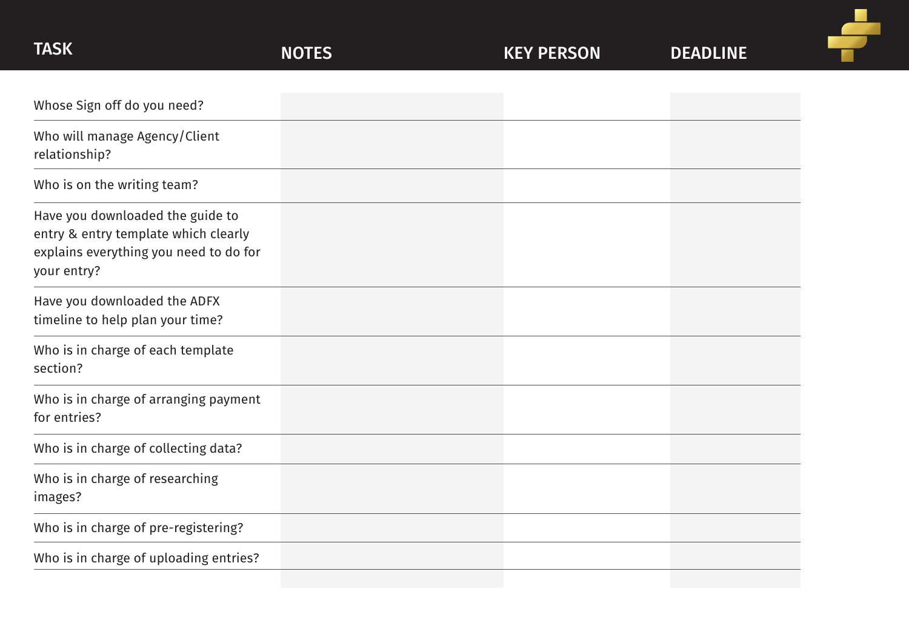| TASK | NOTES | KEY PERSON | DEADLINE |
|---|---|---|---|
| Whose Sign off do you need? | | | |
| Who will manage Agency/Client relationship? | | | |
| Who is on the writing team? | | | |
| Have you downloaded the guide to entry & entry template which clearly explains everything you need to do for your entry? | | | |
| Have you downloaded the ADFX timeline to help plan your time? | | | |
| Who is in charge of each template section? | | | |
| Who is in charge of arranging payment for entries? | | | |
| Who is in charge of collecting data? | | | |
| Who is in charge of researching images? | | | |
| Who is in charge of pre-registering? | | | |
| Who is in charge of uploading entries? | | | |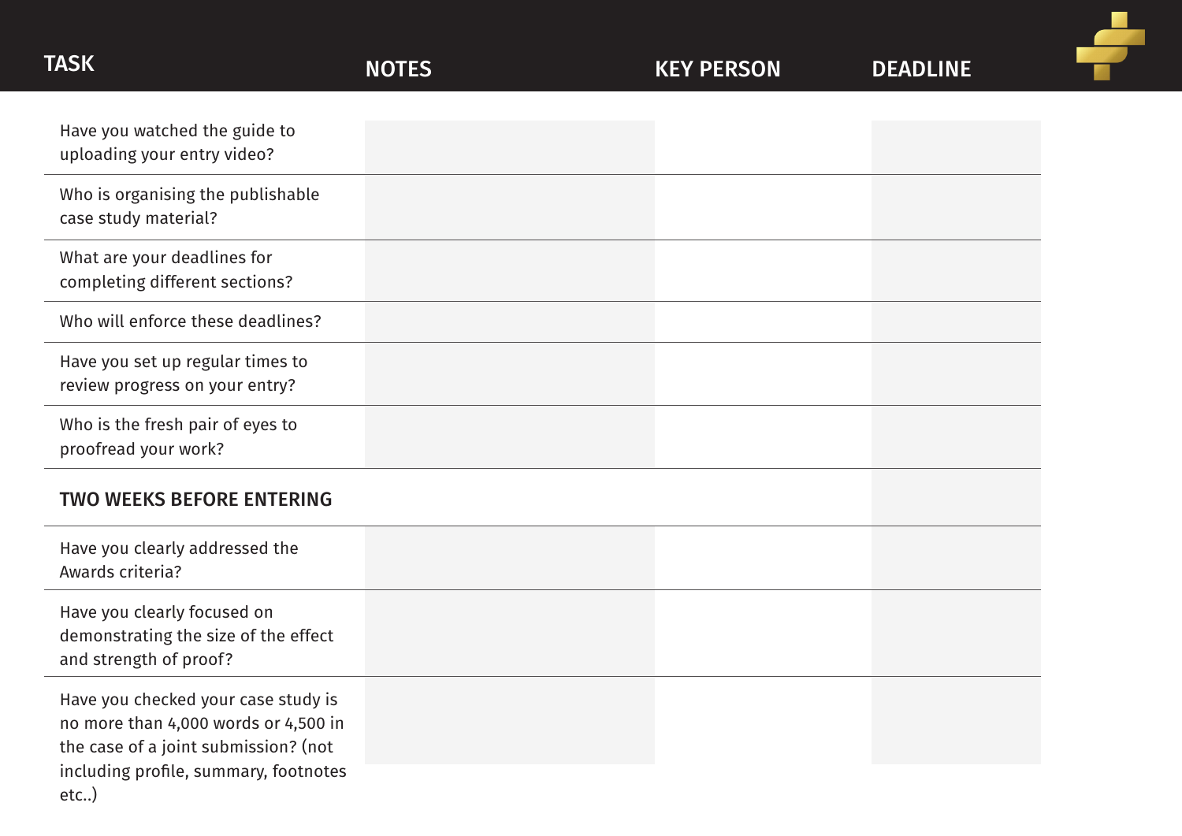| TASK | NOTES | KEY PERSON | DEADLINE |
| --- | --- | --- | --- |
| Have you watched the guide to uploading your entry video? | | | |
| Who is organising the publishable case study material? | | | |
| What are your deadlines for completing different sections? | | | |
| Who will enforce these deadlines? | | | |
| Have you set up regular times to review progress on your entry? | | | |
| Who is the fresh pair of eyes to proofread your work? | | | |
| **TWO WEEKS BEFORE ENTERING** | | | |
| Have you clearly addressed the Awards criteria? | | | |
| Have you clearly focused on demonstrating the size of the effect and strength of proof? | | | |
| Have you checked your case study is no more than 4,000 words or 4,500 in the case of a joint submission? (not including profile, summary, footnotes etc..) | | | |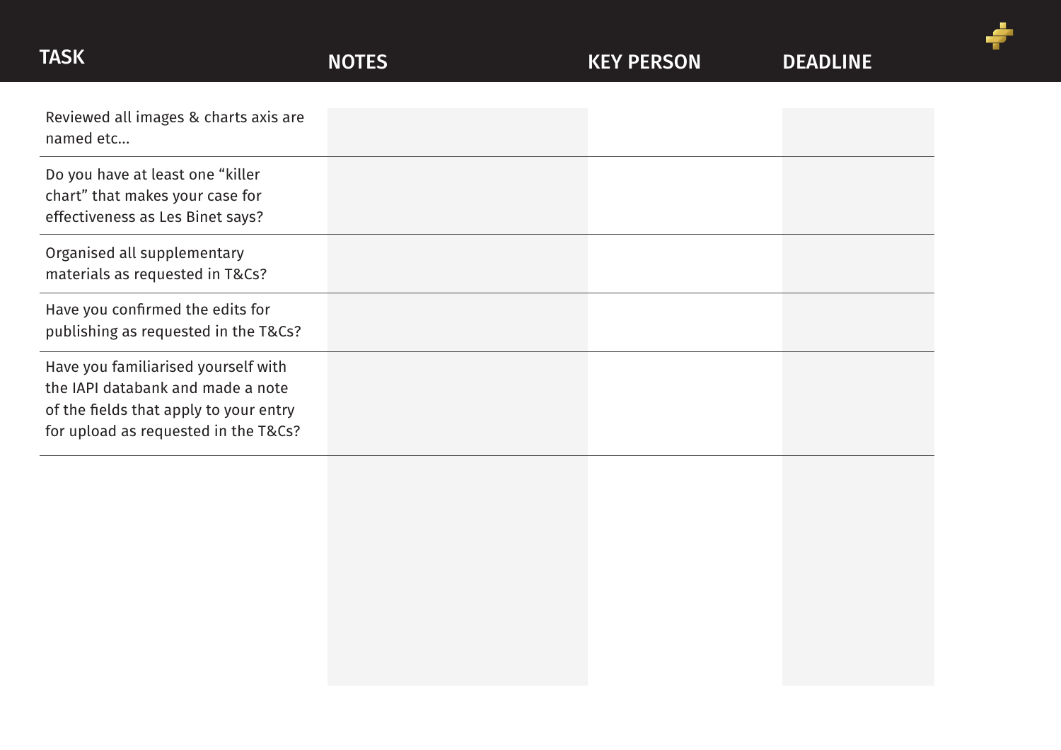| TASK | NOTES | KEY PERSON | DEADLINE |
|---|---|---|---|
| Reviewed all images & charts axis are named etc... | | | |
| Do you have at least one "killer chart" that makes your case for effectiveness as Les Binet says? | | | |
| Organised all supplementary materials as requested in T&Cs? | | | |
| Have you confirmed the edits for publishing as requested in the T&Cs? | | | |
| Have you familiarised yourself with the IAPI databank and made a note of the fields that apply to your entry for upload as requested in the T&Cs? | | | |